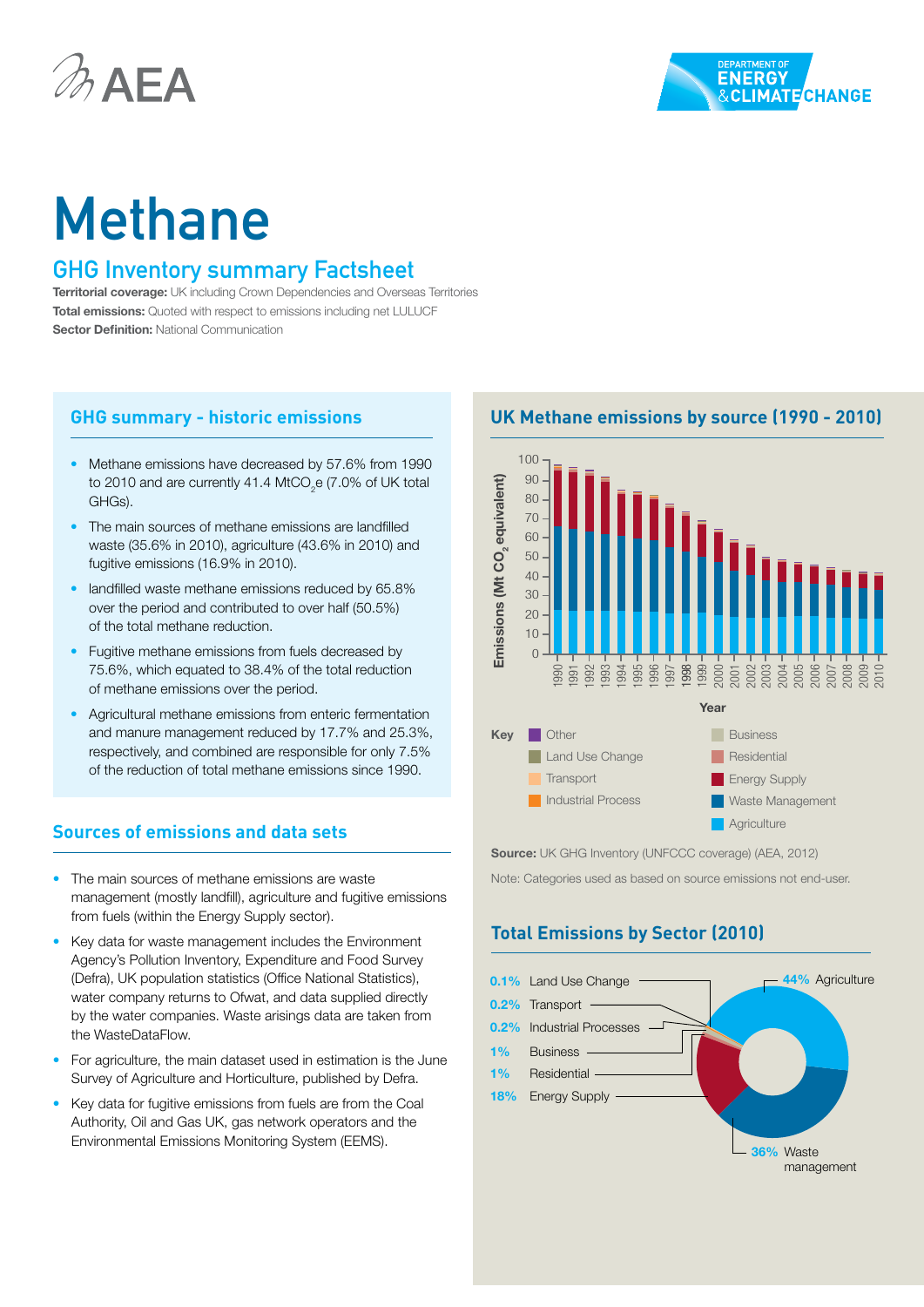# Methane

## GHG Inventory summary Factsheet

**Territorial coverage:** UK including Crown Dependencies and Overseas Territories
**Total emissions:** Quoted with respect to emissions including net LULUCF
**Sector Definition:** National Communication

### GHG summary - historic emissions

- Methane emissions have decreased by 57.6% from 1990 to 2010 and are currently 41.4 $MtCO_2e$ (7.0% of UK total GHGs).
- The main sources of methane emissions are landfilled waste (35.6% in 2010), agriculture (43.6% in 2010) and fugitive emissions (16.9% in 2010).
- landfilled waste methane emissions reduced by 65.8% over the period and contributed to over half (50.5%) of the total methane reduction.
- Fugitive methane emissions from fuels decreased by 75.6%, which equated to 38.4% of the total reduction of methane emissions over the period.
- Agricultural methane emissions from enteric fermentation and manure management reduced by 17.7% and 25.3%, respectively, and combined are responsible for only 7.5% of the reduction of total methane emissions since 1990.

### Sources of emissions and data sets

- The main sources of methane emissions are waste management (mostly landfill), agriculture and fugitive emissions from fuels (within the Energy Supply sector).
- Key data for waste management includes the Environment Agency's Pollution Inventory, Expenditure and Food Survey (Defra), UK population statistics (Office National Statistics), water company returns to Ofwat, and data supplied directly by the water companies. Waste arisings data are taken from the WasteDataFlow.
- For agriculture, the main dataset used in estimation is the June Survey of Agriculture and Horticulture, published by Defra.
- Key data for fugitive emissions from fuels are from the Coal Authority, Oil and Gas UK, gas network operators and the Environmental Emissions Monitoring System (EEMS).

### UK Methane emissions by source (1990 - 2010)

Emissions (Mt $CO_2$ equivalent) by Year, 1990–2010

Key: Other, Land Use Change, Transport, Industrial Process, Business, Residential, Energy Supply, Waste Management, Agriculture

**Source:** UK GHG Inventory (UNFCCC coverage) (AEA, 2012)

Note: Categories used as based on source emissions not end-user.

### Total Emissions by Sector (2010)

| Sector | Share |
|---|---|
| Land Use Change | 0.1% |
| Transport | 0.2% |
| Industrial Processes | 0.2% |
| Business | 1% |
| Residential | 1% |
| Energy Supply | 18% |
| Agriculture | 44% |
| Waste management | 36% |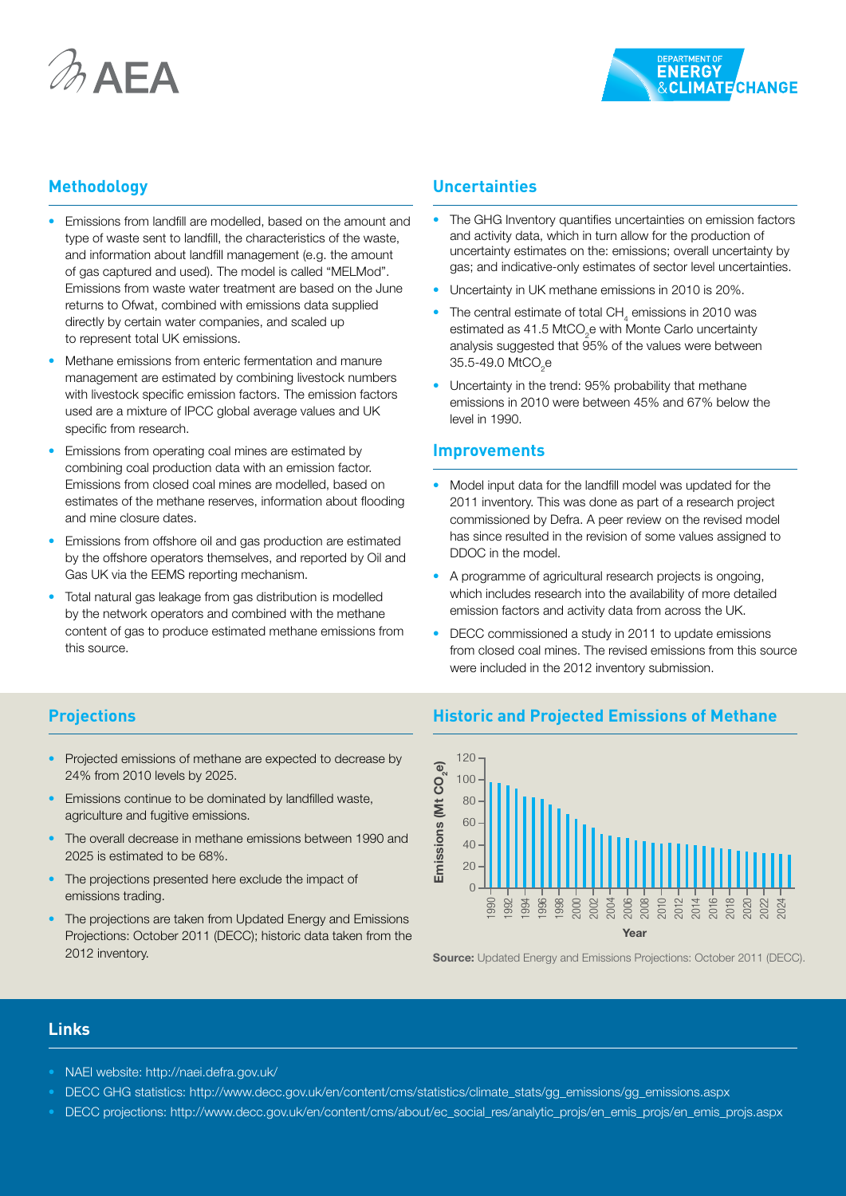## Methodology

- Emissions from landfill are modelled, based on the amount and type of waste sent to landfill, the characteristics of the waste, and information about landfill management (e.g. the amount of gas captured and used). The model is called "MELMod". Emissions from waste water treatment are based on the June returns to Ofwat, combined with emissions data supplied directly by certain water companies, and scaled up to represent total UK emissions.
- Methane emissions from enteric fermentation and manure management are estimated by combining livestock numbers with livestock specific emission factors. The emission factors used are a mixture of IPCC global average values and UK specific from research.
- Emissions from operating coal mines are estimated by combining coal production data with an emission factor. Emissions from closed coal mines are modelled, based on estimates of the methane reserves, information about flooding and mine closure dates.
- Emissions from offshore oil and gas production are estimated by the offshore operators themselves, and reported by Oil and Gas UK via the EEMS reporting mechanism.
- Total natural gas leakage from gas distribution is modelled by the network operators and combined with the methane content of gas to produce estimated methane emissions from this source.

## Uncertainties

- The GHG Inventory quantifies uncertainties on emission factors and activity data, which in turn allow for the production of uncertainty estimates on the: emissions; overall uncertainty by gas; and indicative-only estimates of sector level uncertainties.
- Uncertainty in UK methane emissions in 2010 is 20%.
- The central estimate of total $CH_4$ emissions in 2010 was estimated as 41.5 $MtCO_2e$ with Monte Carlo uncertainty analysis suggested that 95% of the values were between 35.5-49.0 $MtCO_2e$
- Uncertainty in the trend: 95% probability that methane emissions in 2010 were between 45% and 67% below the level in 1990.

## Improvements

- Model input data for the landfill model was updated for the 2011 inventory. This was done as part of a research project commissioned by Defra. A peer review on the revised model has since resulted in the revision of some values assigned to DDOC in the model.
- A programme of agricultural research projects is ongoing, which includes research into the availability of more detailed emission factors and activity data from across the UK.
- DECC commissioned a study in 2011 to update emissions from closed coal mines. The revised emissions from this source were included in the 2012 inventory submission.

## Projections

- Projected emissions of methane are expected to decrease by 24% from 2010 levels by 2025.
- Emissions continue to be dominated by landfilled waste, agriculture and fugitive emissions.
- The overall decrease in methane emissions between 1990 and 2025 is estimated to be 68%.
- The projections presented here exclude the impact of emissions trading.
- The projections are taken from Updated Energy and Emissions Projections: October 2011 (DECC); historic data taken from the 2012 inventory.

## Historic and Projected Emissions of Methane

Emissions (Mt $CO_2e$)

120
100
80
60
40
20
0

1990 1992 1994 1996 1998 2000 2002 2004 2006 2008 2010 2012 2014 2016 2018 2020 2022 2024

Year

**Source:** Updated Energy and Emissions Projections: October 2011 (DECC).

## Links

- NAEI website: http://naei.defra.gov.uk/
- DECC GHG statistics: http://www.decc.gov.uk/en/content/cms/statistics/climate_stats/gg_emissions/gg_emissions.aspx
- DECC projections: http://www.decc.gov.uk/en/content/cms/about/ec_social_res/analytic_projs/en_emis_projs/en_emis_projs.aspx